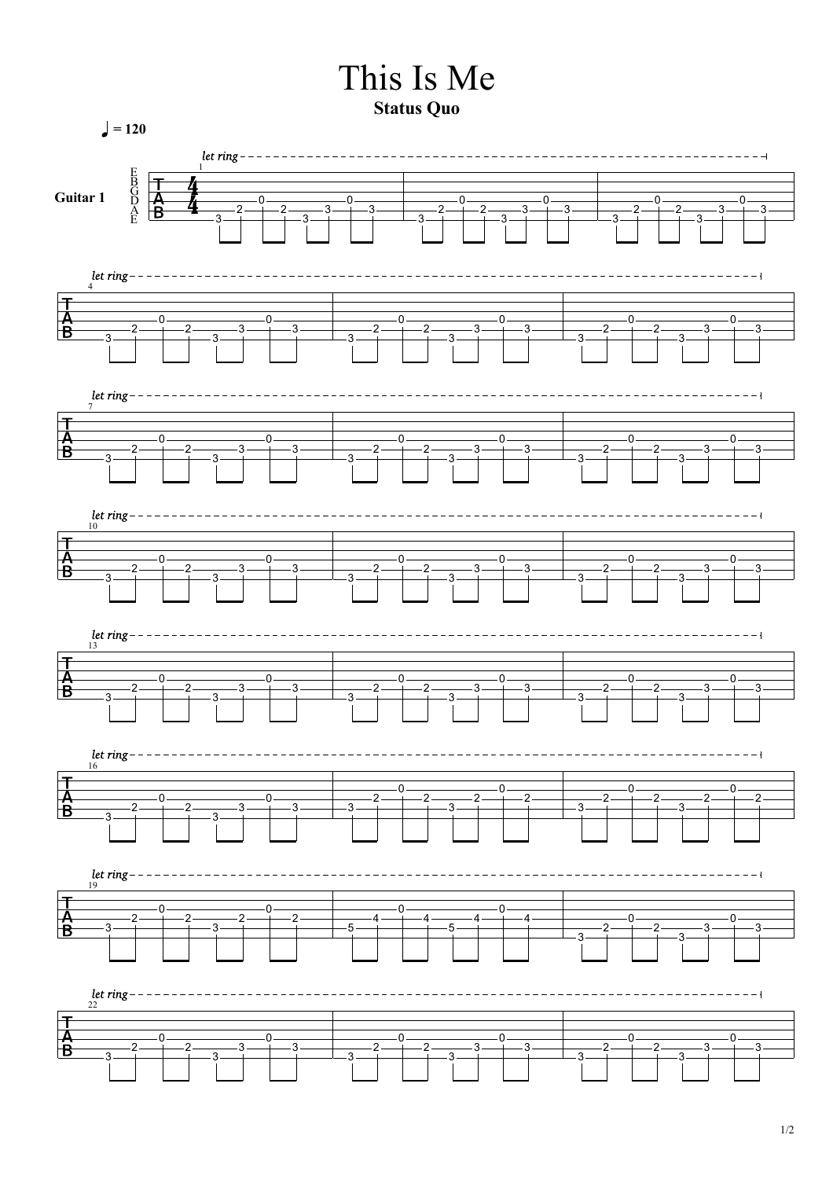# This Is Me

**Status Quo**

♩ = 120

Guitar 1

```
let ring
E|-------------------------------|-------------------------------|-------------------------------|
B|-------------------------------|-------------------------------|-------------------------------|
G|-------0-----------0-----------|-------0-----------0-----------|-------0-----------0-----------|
D|---2-------2---3-------3-------|---2-------2---3-------3-------|---2-------2---3-------3-------|
A|-3-------------3---------------|-3-------------3---------------|-3-------------3---------------|
E|-------------------------------|-------------------------------|-------------------------------|

let ring (4)
E|-------------------------------|-------------------------------|-------------------------------|
B|-------------------------------|-------------------------------|-------------------------------|
G|-------0-----------0-----------|-------0-----------0-----------|-------0-----------0-----------|
D|---2-------2---3-------3-------|---2-------2---3-------3-------|---2-------2---3-------3-------|
A|-3-------------3---------------|-3-------------3---------------|-3-------------3---------------|
E|-------------------------------|-------------------------------|-------------------------------|

let ring (7)
E|-------------------------------|-------------------------------|-------------------------------|
B|-------------------------------|-------------------------------|-------------------------------|
G|-------0-----------0-----------|-------0-----------0-----------|-------0-----------0-----------|
D|---2-------2---3-------3-------|---2-------2---3-------3-------|---2-------2---3-------3-------|
A|-3-------------3---------------|-3-------------3---------------|-3-------------3---------------|
E|-------------------------------|-------------------------------|-------------------------------|

let ring (10)
E|-------------------------------|-------------------------------|-------------------------------|
B|-------------------------------|-------------------------------|-------------------------------|
G|-------0-----------0-----------|-------0-----------0-----------|-------0-----------0-----------|
D|---2-------2---3-------3-------|---2-------2---3-------3-------|---2-------2---3-------3-------|
A|-3-------------3---------------|-3-------------3---------------|-3-------------3---------------|
E|-------------------------------|-------------------------------|-------------------------------|

let ring (13)
E|-------------------------------|-------------------------------|-------------------------------|
B|-------------------------------|-------------------------------|-------------------------------|
G|-------0-----------0-----------|-------0-----------0-----------|-------0-----------0-----------|
D|---2-------2---3-------3-------|---2-------2---3-------3-------|---2-------2---3-------3-------|
A|-3-------------3---------------|-3-------------3---------------|-3-------------3---------------|
E|-------------------------------|-------------------------------|-------------------------------|

let ring (16)
E|-------------------------------|-------------------------------|-------------------------------|
B|-------------------------------|-------------------------------|-------------------------------|
G|-------0-----------0-----------|-------0-----------0-----------|-------0-----------0-----------|
D|---2-------2---3-------3-------|---2-------2---2-------2-------|---2-------2---2-------2-------|
A|-3-------------3---------------|-3-------------3---------------|-3-------------3---------------|
E|-------------------------------|-------------------------------|-------------------------------|

let ring (19)
E|-------------------------------|-------------------------------|-------------------------------|
B|-------------------------------|-------------------------------|-------------------------------|
G|-------0-----------0-----------|-------0-----------0-----------|-------0-----------0-----------|
D|---2-------2---2-------2-------|---4-------4---4-------4-------|---2-------2---3-------3-------|
A|-3-------------3---------------|-5-------------5---------------|-3-------------3---------------|
E|-------------------------------|-------------------------------|-------------------------------|

let ring (22)
E|-------------------------------|-------------------------------|-------------------------------|
B|-------------------------------|-------------------------------|-------------------------------|
G|-------0-----------0-----------|-------0-----------0-----------|-------0-----------0-----------|
D|---2-------2---3-------3-------|---2-------2---3-------3-------|---2-------2---3-------3-------|
A|-3-------------3---------------|-3-------------3---------------|-3-------------3---------------|
E|-------------------------------|-------------------------------|-------------------------------|
```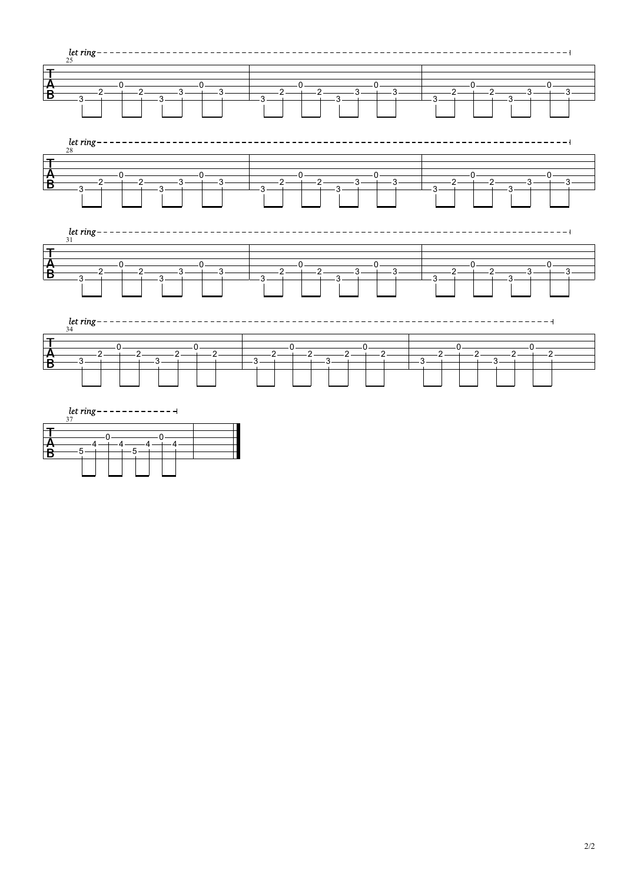*let ring* (measures 25–27)

```
e|----------------|----------------|----------------|
B|----------------|----------------|----------------|
G|----------------|----------------|----------------|
D|----0-------0---|----0-------0---|----0-------0---|
A|--2---2---3---3-|--2---2---3---3-|--2---2---3---3-|
E|3-------3-------|3-------3-------|3-------3-------|
```

*let ring* (measures 28–30)

```
e|----------------|----------------|----------------|
B|----------------|----------------|----------------|
G|----------------|----------------|----------------|
D|----0-------0---|----0-------0---|----0-------0---|
A|--2---2---3---3-|--2---2---3---3-|--2---2---3---3-|
E|3-------3-------|3-------3-------|3-------3-------|
```

*let ring* (measures 31–33)

```
e|----------------|----------------|----------------|
B|----------------|----------------|----------------|
G|----------------|----------------|----------------|
D|----0-------0---|----0-------0---|----0-------0---|
A|--2---2---3---3-|--2---2---3---3-|--2---2---3---3-|
E|3-------3-------|3-------3-------|3-------3-------|
```

*let ring* (measures 34–36)

```
e|----------------|----------------|----------------|
B|----------------|----------------|----------------|
G|----0-------0---|----0-------0---|----0-------0---|
D|--2---2---2---2-|--2---2---2---2-|--2---2---2---2-|
A|3-------3-------|3-------3-------|3-------3-------|
E|----------------|----------------|----------------|
```

*let ring* (measures 37–38)

```
e|----------------|--------||
B|----------------|--------||
G|----0-------0---|--------||
D|--4---4---4---4-|--------||
A|5-------5-------|--------||
E|----------------|--------||
```